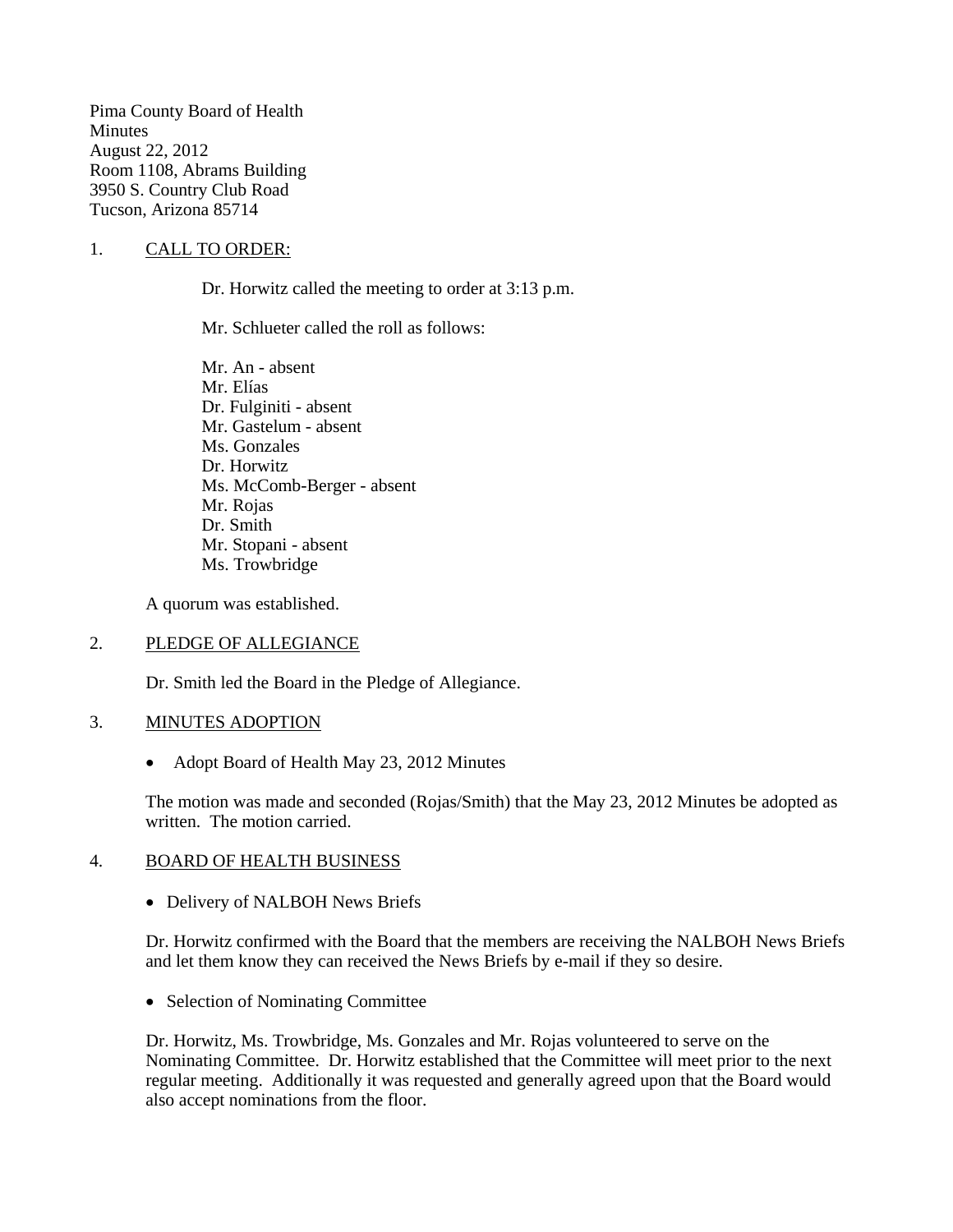Pima County Board of Health
Minutes
August 22, 2012
Room 1108, Abrams Building
3950 S. Country Club Road
Tucson, Arizona 85714

1. <u>CALL TO ORDER:</u>

Dr. Horwitz called the meeting to order at 3:13 p.m.

Mr. Schlueter called the roll as follows:

Mr. An - absent
Mr. Elías
Dr. Fulginiti - absent
Mr. Gastelum - absent
Ms. Gonzales
Dr. Horwitz
Ms. McComb-Berger - absent
Mr. Rojas
Dr. Smith
Mr. Stopani - absent
Ms. Trowbridge

A quorum was established.

2. <u>PLEDGE OF ALLEGIANCE</u>

Dr. Smith led the Board in the Pledge of Allegiance.

3. <u>MINUTES ADOPTION</u>

- Adopt Board of Health May 23, 2012 Minutes

The motion was made and seconded (Rojas/Smith) that the May 23, 2012 Minutes be adopted as written. The motion carried.

4. <u>BOARD OF HEALTH BUSINESS</u>

- Delivery of NALBOH News Briefs

Dr. Horwitz confirmed with the Board that the members are receiving the NALBOH News Briefs and let them know they can received the News Briefs by e-mail if they so desire.

- Selection of Nominating Committee

Dr. Horwitz, Ms. Trowbridge, Ms. Gonzales and Mr. Rojas volunteered to serve on the Nominating Committee. Dr. Horwitz established that the Committee will meet prior to the next regular meeting. Additionally it was requested and generally agreed upon that the Board would also accept nominations from the floor.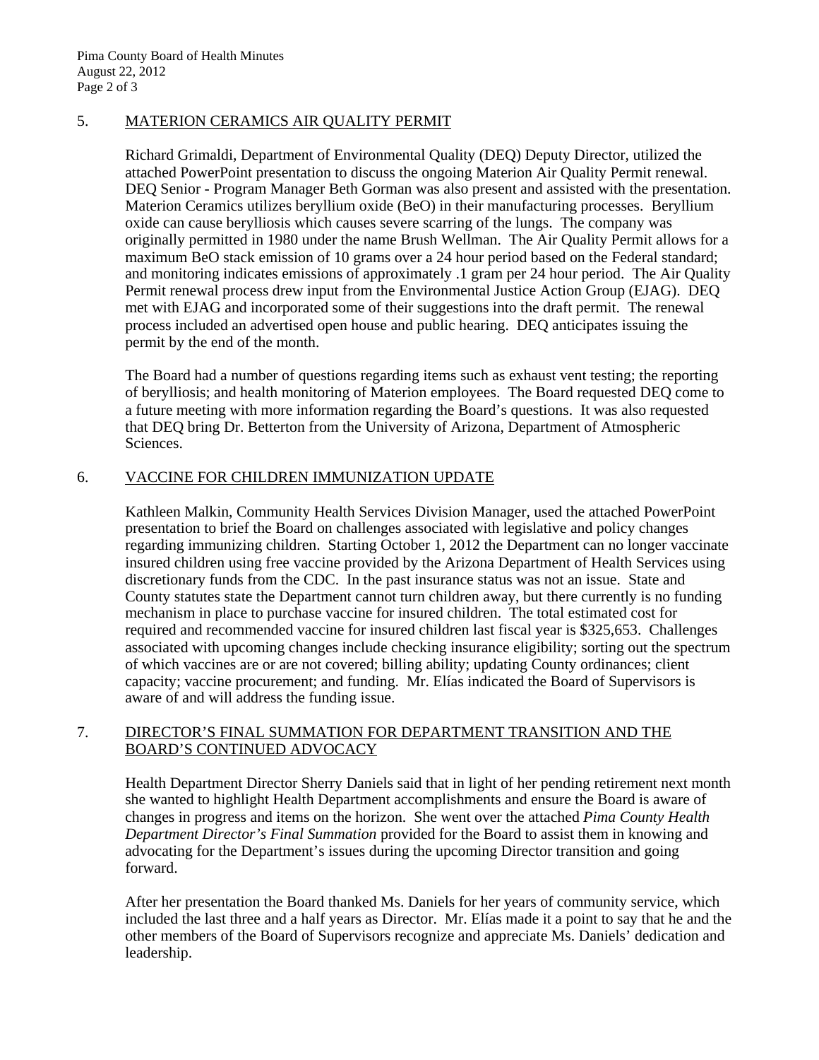5. <u>MATERION CERAMICS AIR QUALITY PERMIT</u>

Richard Grimaldi, Department of Environmental Quality (DEQ) Deputy Director, utilized the attached PowerPoint presentation to discuss the ongoing Materion Air Quality Permit renewal. DEQ Senior - Program Manager Beth Gorman was also present and assisted with the presentation. Materion Ceramics utilizes beryllium oxide (BeO) in their manufacturing processes. Beryllium oxide can cause berylliosis which causes severe scarring of the lungs. The company was originally permitted in 1980 under the name Brush Wellman. The Air Quality Permit allows for a maximum BeO stack emission of 10 grams over a 24 hour period based on the Federal standard; and monitoring indicates emissions of approximately .1 gram per 24 hour period. The Air Quality Permit renewal process drew input from the Environmental Justice Action Group (EJAG). DEQ met with EJAG and incorporated some of their suggestions into the draft permit. The renewal process included an advertised open house and public hearing. DEQ anticipates issuing the permit by the end of the month.

The Board had a number of questions regarding items such as exhaust vent testing; the reporting of berylliosis; and health monitoring of Materion employees. The Board requested DEQ come to a future meeting with more information regarding the Board's questions. It was also requested that DEQ bring Dr. Betterton from the University of Arizona, Department of Atmospheric Sciences.

6. <u>VACCINE FOR CHILDREN IMMUNIZATION UPDATE</u>

Kathleen Malkin, Community Health Services Division Manager, used the attached PowerPoint presentation to brief the Board on challenges associated with legislative and policy changes regarding immunizing children. Starting October 1, 2012 the Department can no longer vaccinate insured children using free vaccine provided by the Arizona Department of Health Services using discretionary funds from the CDC. In the past insurance status was not an issue. State and County statutes state the Department cannot turn children away, but there currently is no funding mechanism in place to purchase vaccine for insured children. The total estimated cost for required and recommended vaccine for insured children last fiscal year is $325,653. Challenges associated with upcoming changes include checking insurance eligibility; sorting out the spectrum of which vaccines are or are not covered; billing ability; updating County ordinances; client capacity; vaccine procurement; and funding. Mr. Elías indicated the Board of Supervisors is aware of and will address the funding issue.

7. <u>DIRECTOR'S FINAL SUMMATION FOR DEPARTMENT TRANSITION AND THE BOARD'S CONTINUED ADVOCACY</u>

Health Department Director Sherry Daniels said that in light of her pending retirement next month she wanted to highlight Health Department accomplishments and ensure the Board is aware of changes in progress and items on the horizon. She went over the attached *Pima County Health Department Director's Final Summation* provided for the Board to assist them in knowing and advocating for the Department's issues during the upcoming Director transition and going forward.

After her presentation the Board thanked Ms. Daniels for her years of community service, which included the last three and a half years as Director. Mr. Elías made it a point to say that he and the other members of the Board of Supervisors recognize and appreciate Ms. Daniels' dedication and leadership.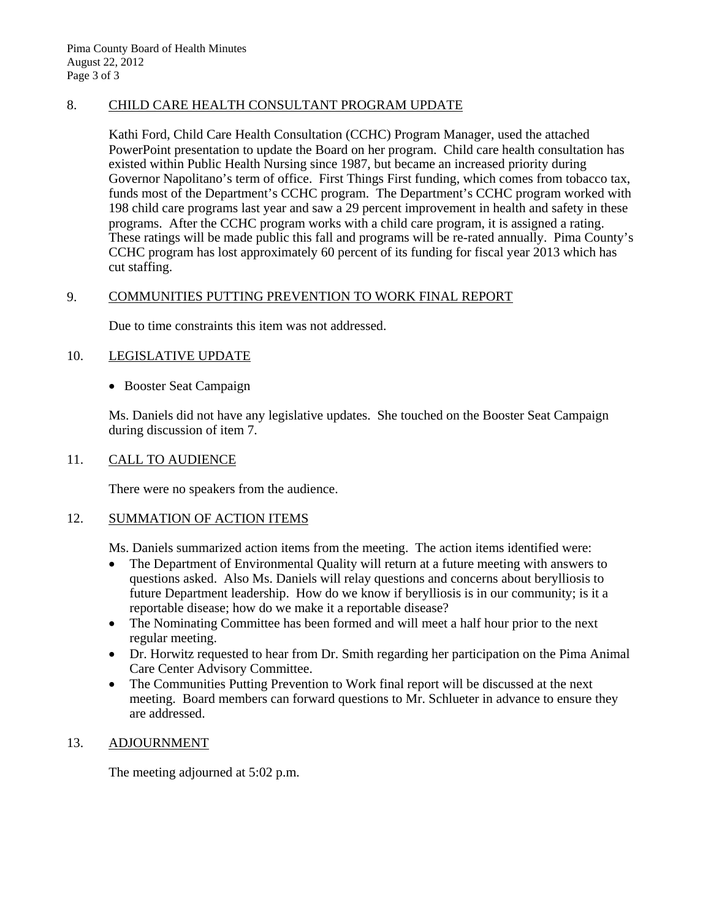8. CHILD CARE HEALTH CONSULTANT PROGRAM UPDATE

Kathi Ford, Child Care Health Consultation (CCHC) Program Manager, used the attached PowerPoint presentation to update the Board on her program. Child care health consultation has existed within Public Health Nursing since 1987, but became an increased priority during Governor Napolitano's term of office. First Things First funding, which comes from tobacco tax, funds most of the Department's CCHC program. The Department's CCHC program worked with 198 child care programs last year and saw a 29 percent improvement in health and safety in these programs. After the CCHC program works with a child care program, it is assigned a rating. These ratings will be made public this fall and programs will be re-rated annually. Pima County's CCHC program has lost approximately 60 percent of its funding for fiscal year 2013 which has cut staffing.

9. COMMUNITIES PUTTING PREVENTION TO WORK FINAL REPORT

Due to time constraints this item was not addressed.

10. LEGISLATIVE UPDATE

- Booster Seat Campaign

Ms. Daniels did not have any legislative updates. She touched on the Booster Seat Campaign during discussion of item 7.

11. CALL TO AUDIENCE

There were no speakers from the audience.

12. SUMMATION OF ACTION ITEMS

Ms. Daniels summarized action items from the meeting. The action items identified were:

- The Department of Environmental Quality will return at a future meeting with answers to questions asked. Also Ms. Daniels will relay questions and concerns about berylliosis to future Department leadership. How do we know if berylliosis is in our community; is it a reportable disease; how do we make it a reportable disease?
- The Nominating Committee has been formed and will meet a half hour prior to the next regular meeting.
- Dr. Horwitz requested to hear from Dr. Smith regarding her participation on the Pima Animal Care Center Advisory Committee.
- The Communities Putting Prevention to Work final report will be discussed at the next meeting. Board members can forward questions to Mr. Schlueter in advance to ensure they are addressed.

13. ADJOURNMENT

The meeting adjourned at 5:02 p.m.